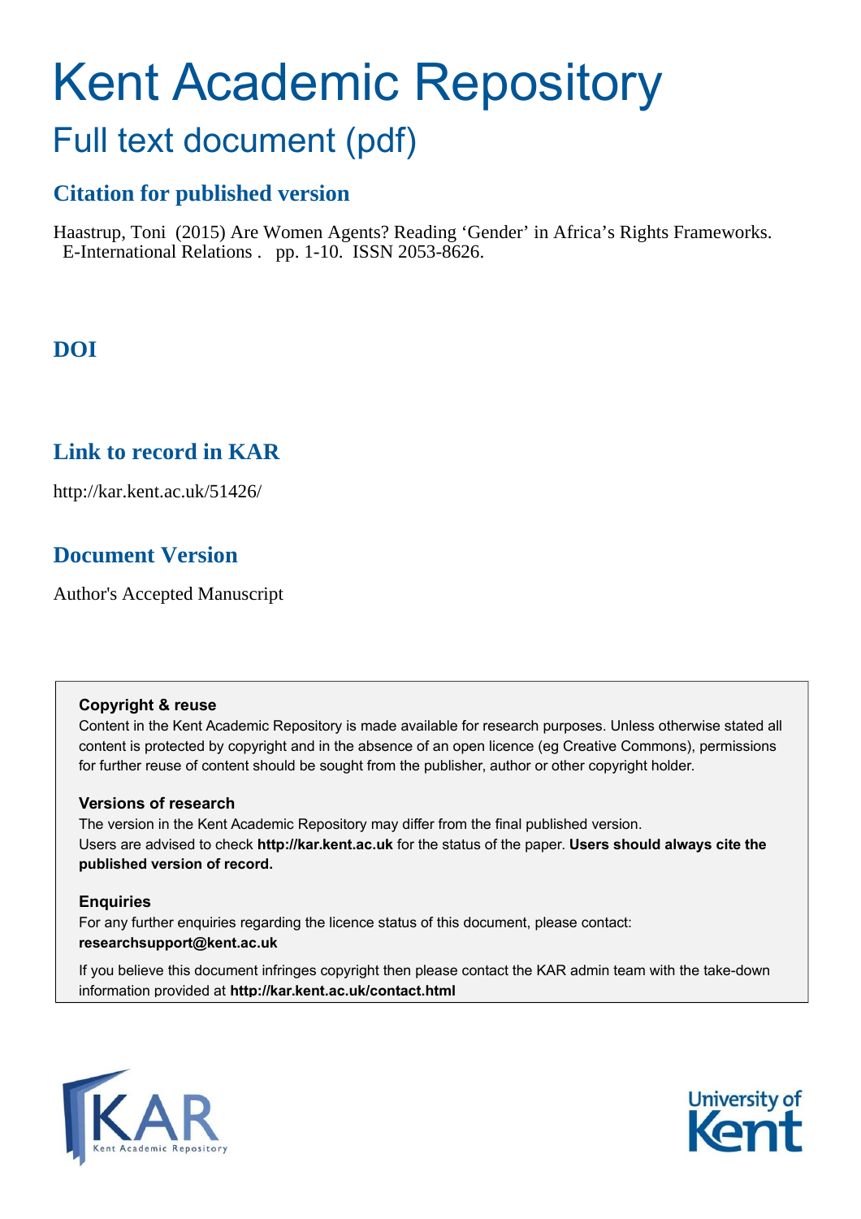# Kent Academic Repository

## Full text document (pdf)

### Citation for published version

Haastrup, Toni (2015) Are Women Agents? Reading 'Gender' in Africa's Rights Frameworks. E-International Relations . pp. 1-10. ISSN 2053-8626.

### DOI

### Link to record in KAR

http://kar.kent.ac.uk/51426/

### Document Version

Author's Accepted Manuscript

**Copyright & reuse**

Content in the Kent Academic Repository is made available for research purposes. Unless otherwise stated all content is protected by copyright and in the absence of an open licence (eg Creative Commons), permissions for further reuse of content should be sought from the publisher, author or other copyright holder.

**Versions of research**

The version in the Kent Academic Repository may differ from the final published version. Users are advised to check **http://kar.kent.ac.uk** for the status of the paper. **Users should always cite the published version of record.**

**Enquiries**

For any further enquiries regarding the licence status of this document, please contact: **researchsupport@kent.ac.uk**

If you believe this document infringes copyright then please contact the KAR admin team with the take-down information provided at **http://kar.kent.ac.uk/contact.html**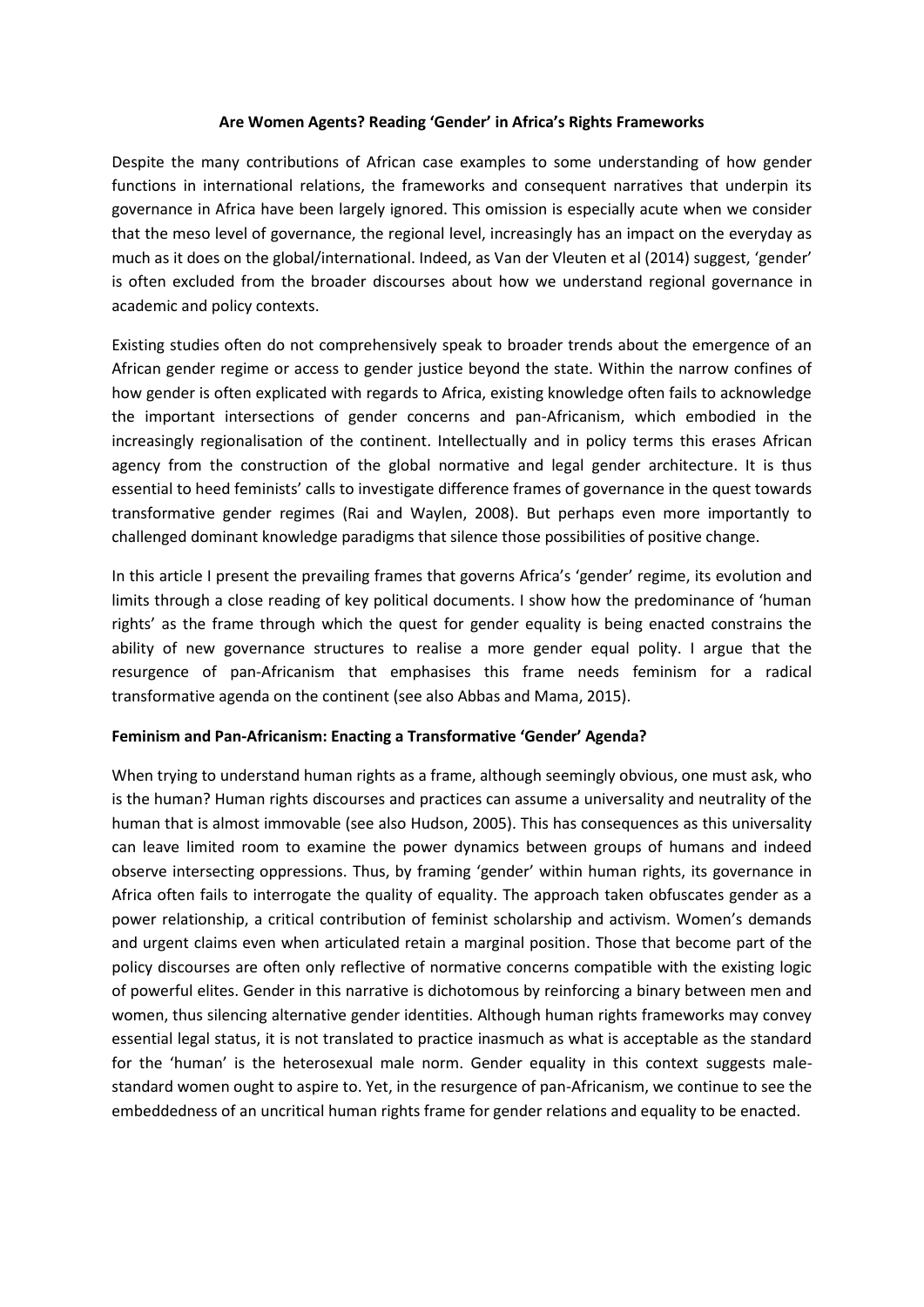## Are Women Agents? Reading 'Gender' in Africa's Rights Frameworks

Despite the many contributions of African case examples to some understanding of how gender functions in international relations, the frameworks and consequent narratives that underpin its governance in Africa have been largely ignored. This omission is especially acute when we consider that the meso level of governance, the regional level, increasingly has an impact on the everyday as much as it does on the global/international. Indeed, as Van der Vleuten et al (2014) suggest, 'gender' is often excluded from the broader discourses about how we understand regional governance in academic and policy contexts.

Existing studies often do not comprehensively speak to broader trends about the emergence of an African gender regime or access to gender justice beyond the state. Within the narrow confines of how gender is often explicated with regards to Africa, existing knowledge often fails to acknowledge the important intersections of gender concerns and pan-Africanism, which embodied in the increasingly regionalisation of the continent. Intellectually and in policy terms this erases African agency from the construction of the global normative and legal gender architecture. It is thus essential to heed feminists' calls to investigate difference frames of governance in the quest towards transformative gender regimes (Rai and Waylen, 2008). But perhaps even more importantly to challenged dominant knowledge paradigms that silence those possibilities of positive change.

In this article I present the prevailing frames that governs Africa's 'gender' regime, its evolution and limits through a close reading of key political documents. I show how the predominance of 'human rights' as the frame through which the quest for gender equality is being enacted constrains the ability of new governance structures to realise a more gender equal polity. I argue that the resurgence of pan-Africanism that emphasises this frame needs feminism for a radical transformative agenda on the continent (see also Abbas and Mama, 2015).

### Feminism and Pan-Africanism: Enacting a Transformative 'Gender' Agenda?

When trying to understand human rights as a frame, although seemingly obvious, one must ask, who is the human? Human rights discourses and practices can assume a universality and neutrality of the human that is almost immovable (see also Hudson, 2005). This has consequences as this universality can leave limited room to examine the power dynamics between groups of humans and indeed observe intersecting oppressions. Thus, by framing 'gender' within human rights, its governance in Africa often fails to interrogate the quality of equality. The approach taken obfuscates gender as a power relationship, a critical contribution of feminist scholarship and activism. Women's demands and urgent claims even when articulated retain a marginal position. Those that become part of the policy discourses are often only reflective of normative concerns compatible with the existing logic of powerful elites. Gender in this narrative is dichotomous by reinforcing a binary between men and women, thus silencing alternative gender identities. Although human rights frameworks may convey essential legal status, it is not translated to practice inasmuch as what is acceptable as the standard for the 'human' is the heterosexual male norm. Gender equality in this context suggests male-standard women ought to aspire to. Yet, in the resurgence of pan-Africanism, we continue to see the embeddedness of an uncritical human rights frame for gender relations and equality to be enacted.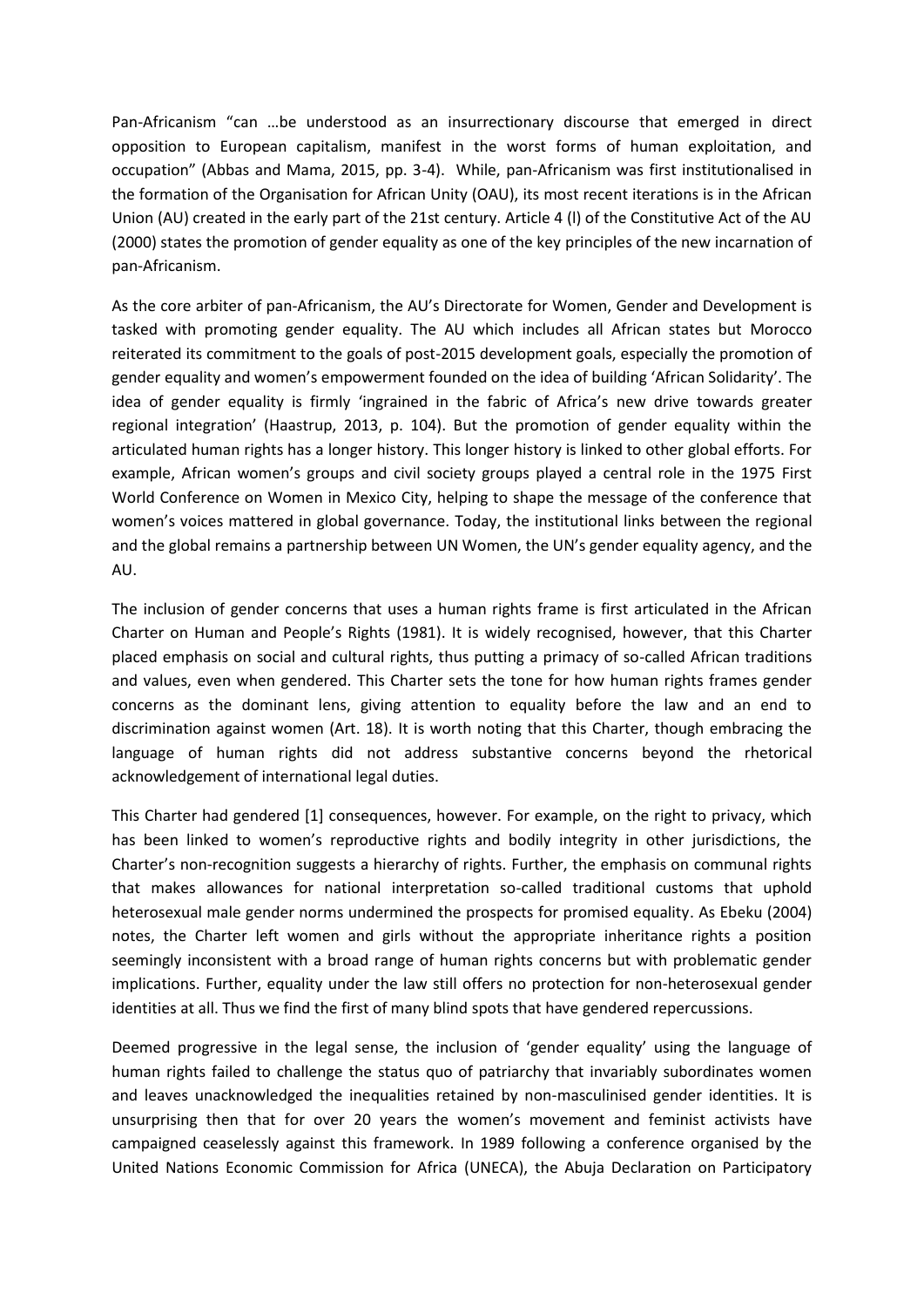Pan-Africanism "can …be understood as an insurrectionary discourse that emerged in direct opposition to European capitalism, manifest in the worst forms of human exploitation, and occupation" (Abbas and Mama, 2015, pp. 3-4). While, pan-Africanism was first institutionalised in the formation of the Organisation for African Unity (OAU), its most recent iterations is in the African Union (AU) created in the early part of the 21st century. Article 4 (l) of the Constitutive Act of the AU (2000) states the promotion of gender equality as one of the key principles of the new incarnation of pan-Africanism.

As the core arbiter of pan-Africanism, the AU's Directorate for Women, Gender and Development is tasked with promoting gender equality. The AU which includes all African states but Morocco reiterated its commitment to the goals of post-2015 development goals, especially the promotion of gender equality and women's empowerment founded on the idea of building 'African Solidarity'. The idea of gender equality is firmly 'ingrained in the fabric of Africa's new drive towards greater regional integration' (Haastrup, 2013, p. 104). But the promotion of gender equality within the articulated human rights has a longer history. This longer history is linked to other global efforts. For example, African women's groups and civil society groups played a central role in the 1975 First World Conference on Women in Mexico City, helping to shape the message of the conference that women's voices mattered in global governance. Today, the institutional links between the regional and the global remains a partnership between UN Women, the UN's gender equality agency, and the AU.

The inclusion of gender concerns that uses a human rights frame is first articulated in the African Charter on Human and People's Rights (1981). It is widely recognised, however, that this Charter placed emphasis on social and cultural rights, thus putting a primacy of so-called African traditions and values, even when gendered. This Charter sets the tone for how human rights frames gender concerns as the dominant lens, giving attention to equality before the law and an end to discrimination against women (Art. 18). It is worth noting that this Charter, though embracing the language of human rights did not address substantive concerns beyond the rhetorical acknowledgement of international legal duties.

This Charter had gendered [1] consequences, however. For example, on the right to privacy, which has been linked to women's reproductive rights and bodily integrity in other jurisdictions, the Charter's non-recognition suggests a hierarchy of rights. Further, the emphasis on communal rights that makes allowances for national interpretation so-called traditional customs that uphold heterosexual male gender norms undermined the prospects for promised equality. As Ebeku (2004) notes, the Charter left women and girls without the appropriate inheritance rights a position seemingly inconsistent with a broad range of human rights concerns but with problematic gender implications. Further, equality under the law still offers no protection for non-heterosexual gender identities at all. Thus we find the first of many blind spots that have gendered repercussions.

Deemed progressive in the legal sense, the inclusion of 'gender equality' using the language of human rights failed to challenge the status quo of patriarchy that invariably subordinates women and leaves unacknowledged the inequalities retained by non-masculinised gender identities. It is unsurprising then that for over 20 years the women's movement and feminist activists have campaigned ceaselessly against this framework. In 1989 following a conference organised by the United Nations Economic Commission for Africa (UNECA), the Abuja Declaration on Participatory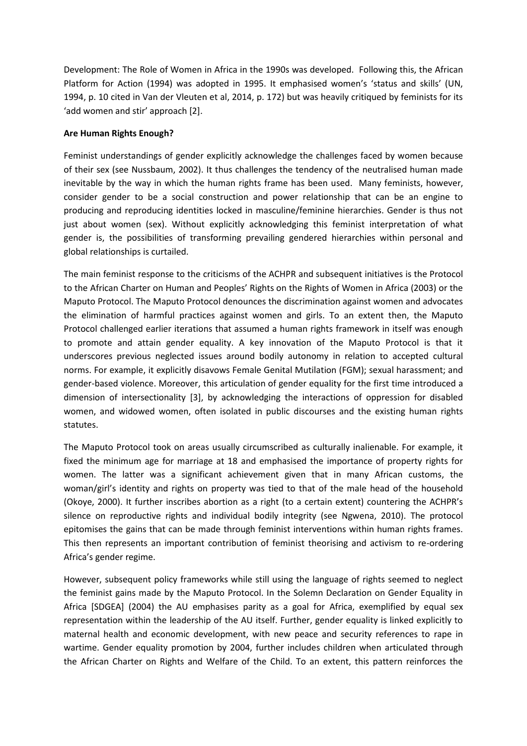Development: The Role of Women in Africa in the 1990s was developed. Following this, the African Platform for Action (1994) was adopted in 1995. It emphasised women's 'status and skills' (UN, 1994, p. 10 cited in Van der Vleuten et al, 2014, p. 172) but was heavily critiqued by feminists for its 'add women and stir' approach [2].

**Are Human Rights Enough?**

Feminist understandings of gender explicitly acknowledge the challenges faced by women because of their sex (see Nussbaum, 2002). It thus challenges the tendency of the neutralised human made inevitable by the way in which the human rights frame has been used. Many feminists, however, consider gender to be a social construction and power relationship that can be an engine to producing and reproducing identities locked in masculine/feminine hierarchies. Gender is thus not just about women (sex). Without explicitly acknowledging this feminist interpretation of what gender is, the possibilities of transforming prevailing gendered hierarchies within personal and global relationships is curtailed.

The main feminist response to the criticisms of the ACHPR and subsequent initiatives is the Protocol to the African Charter on Human and Peoples' Rights on the Rights of Women in Africa (2003) or the Maputo Protocol. The Maputo Protocol denounces the discrimination against women and advocates the elimination of harmful practices against women and girls. To an extent then, the Maputo Protocol challenged earlier iterations that assumed a human rights framework in itself was enough to promote and attain gender equality. A key innovation of the Maputo Protocol is that it underscores previous neglected issues around bodily autonomy in relation to accepted cultural norms. For example, it explicitly disavows Female Genital Mutilation (FGM); sexual harassment; and gender-based violence. Moreover, this articulation of gender equality for the first time introduced a dimension of intersectionality [3], by acknowledging the interactions of oppression for disabled women, and widowed women, often isolated in public discourses and the existing human rights statutes.

The Maputo Protocol took on areas usually circumscribed as culturally inalienable. For example, it fixed the minimum age for marriage at 18 and emphasised the importance of property rights for women. The latter was a significant achievement given that in many African customs, the woman/girl's identity and rights on property was tied to that of the male head of the household (Okoye, 2000). It further inscribes abortion as a right (to a certain extent) countering the ACHPR's silence on reproductive rights and individual bodily integrity (see Ngwena, 2010). The protocol epitomises the gains that can be made through feminist interventions within human rights frames. This then represents an important contribution of feminist theorising and activism to re-ordering Africa's gender regime.

However, subsequent policy frameworks while still using the language of rights seemed to neglect the feminist gains made by the Maputo Protocol. In the Solemn Declaration on Gender Equality in Africa [SDGEA] (2004) the AU emphasises parity as a goal for Africa, exemplified by equal sex representation within the leadership of the AU itself. Further, gender equality is linked explicitly to maternal health and economic development, with new peace and security references to rape in wartime. Gender equality promotion by 2004, further includes children when articulated through the African Charter on Rights and Welfare of the Child. To an extent, this pattern reinforces the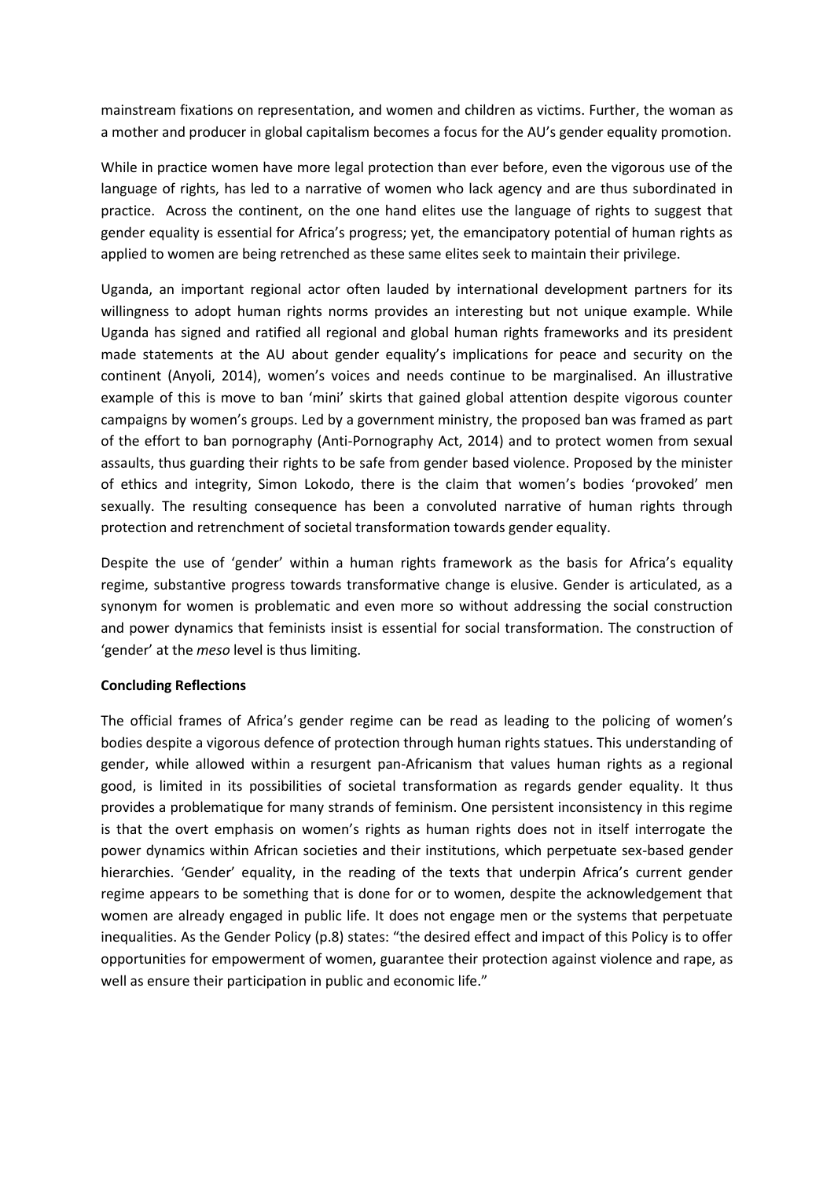mainstream fixations on representation, and women and children as victims. Further, the woman as a mother and producer in global capitalism becomes a focus for the AU's gender equality promotion.

While in practice women have more legal protection than ever before, even the vigorous use of the language of rights, has led to a narrative of women who lack agency and are thus subordinated in practice. Across the continent, on the one hand elites use the language of rights to suggest that gender equality is essential for Africa's progress; yet, the emancipatory potential of human rights as applied to women are being retrenched as these same elites seek to maintain their privilege.

Uganda, an important regional actor often lauded by international development partners for its willingness to adopt human rights norms provides an interesting but not unique example. While Uganda has signed and ratified all regional and global human rights frameworks and its president made statements at the AU about gender equality's implications for peace and security on the continent (Anyoli, 2014), women's voices and needs continue to be marginalised. An illustrative example of this is move to ban 'mini' skirts that gained global attention despite vigorous counter campaigns by women's groups. Led by a government ministry, the proposed ban was framed as part of the effort to ban pornography (Anti-Pornography Act, 2014) and to protect women from sexual assaults, thus guarding their rights to be safe from gender based violence. Proposed by the minister of ethics and integrity, Simon Lokodo, there is the claim that women's bodies 'provoked' men sexually. The resulting consequence has been a convoluted narrative of human rights through protection and retrenchment of societal transformation towards gender equality.

Despite the use of 'gender' within a human rights framework as the basis for Africa's equality regime, substantive progress towards transformative change is elusive. Gender is articulated, as a synonym for women is problematic and even more so without addressing the social construction and power dynamics that feminists insist is essential for social transformation. The construction of 'gender' at the *meso* level is thus limiting.

**Concluding Reflections**

The official frames of Africa's gender regime can be read as leading to the policing of women's bodies despite a vigorous defence of protection through human rights statues. This understanding of gender, while allowed within a resurgent pan-Africanism that values human rights as a regional good, is limited in its possibilities of societal transformation as regards gender equality. It thus provides a problematique for many strands of feminism. One persistent inconsistency in this regime is that the overt emphasis on women's rights as human rights does not in itself interrogate the power dynamics within African societies and their institutions, which perpetuate sex-based gender hierarchies. 'Gender' equality, in the reading of the texts that underpin Africa's current gender regime appears to be something that is done for or to women, despite the acknowledgement that women are already engaged in public life. It does not engage men or the systems that perpetuate inequalities. As the Gender Policy (p.8) states: "the desired effect and impact of this Policy is to offer opportunities for empowerment of women, guarantee their protection against violence and rape, as well as ensure their participation in public and economic life."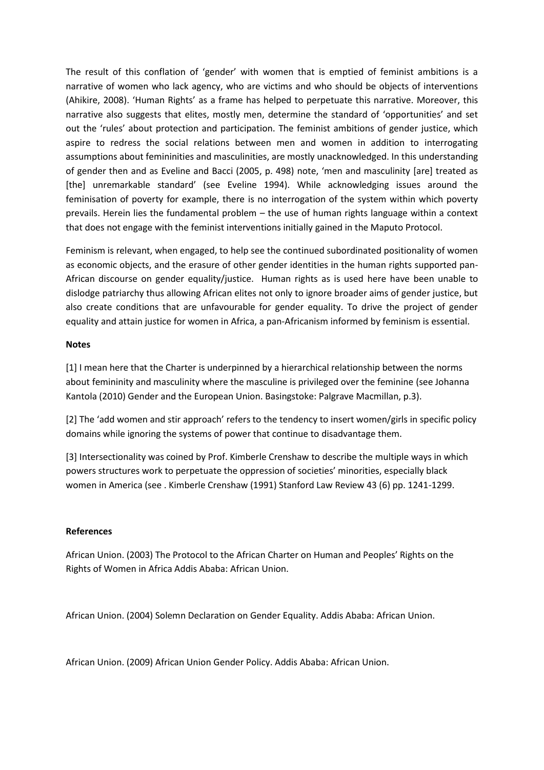The result of this conflation of 'gender' with women that is emptied of feminist ambitions is a narrative of women who lack agency, who are victims and who should be objects of interventions (Ahikire, 2008). 'Human Rights' as a frame has helped to perpetuate this narrative. Moreover, this narrative also suggests that elites, mostly men, determine the standard of 'opportunities' and set out the 'rules' about protection and participation. The feminist ambitions of gender justice, which aspire to redress the social relations between men and women in addition to interrogating assumptions about femininities and masculinities, are mostly unacknowledged. In this understanding of gender then and as Eveline and Bacci (2005, p. 498) note, 'men and masculinity [are] treated as [the] unremarkable standard' (see Eveline 1994). While acknowledging issues around the feminisation of poverty for example, there is no interrogation of the system within which poverty prevails. Herein lies the fundamental problem – the use of human rights language within a context that does not engage with the feminist interventions initially gained in the Maputo Protocol.

Feminism is relevant, when engaged, to help see the continued subordinated positionality of women as economic objects, and the erasure of other gender identities in the human rights supported pan-African discourse on gender equality/justice. Human rights as is used here have been unable to dislodge patriarchy thus allowing African elites not only to ignore broader aims of gender justice, but also create conditions that are unfavourable for gender equality. To drive the project of gender equality and attain justice for women in Africa, a pan-Africanism informed by feminism is essential.

**Notes**

[1] I mean here that the Charter is underpinned by a hierarchical relationship between the norms about femininity and masculinity where the masculine is privileged over the feminine (see Johanna Kantola (2010) Gender and the European Union. Basingstoke: Palgrave Macmillan, p.3).

[2] The 'add women and stir approach' refers to the tendency to insert women/girls in specific policy domains while ignoring the systems of power that continue to disadvantage them.

[3] Intersectionality was coined by Prof. Kimberle Crenshaw to describe the multiple ways in which powers structures work to perpetuate the oppression of societies' minorities, especially black women in America (see . Kimberle Crenshaw (1991) Stanford Law Review 43 (6) pp. 1241-1299.

**References**

African Union. (2003) The Protocol to the African Charter on Human and Peoples' Rights on the Rights of Women in Africa Addis Ababa: African Union.

African Union. (2004) Solemn Declaration on Gender Equality. Addis Ababa: African Union.

African Union. (2009) African Union Gender Policy. Addis Ababa: African Union.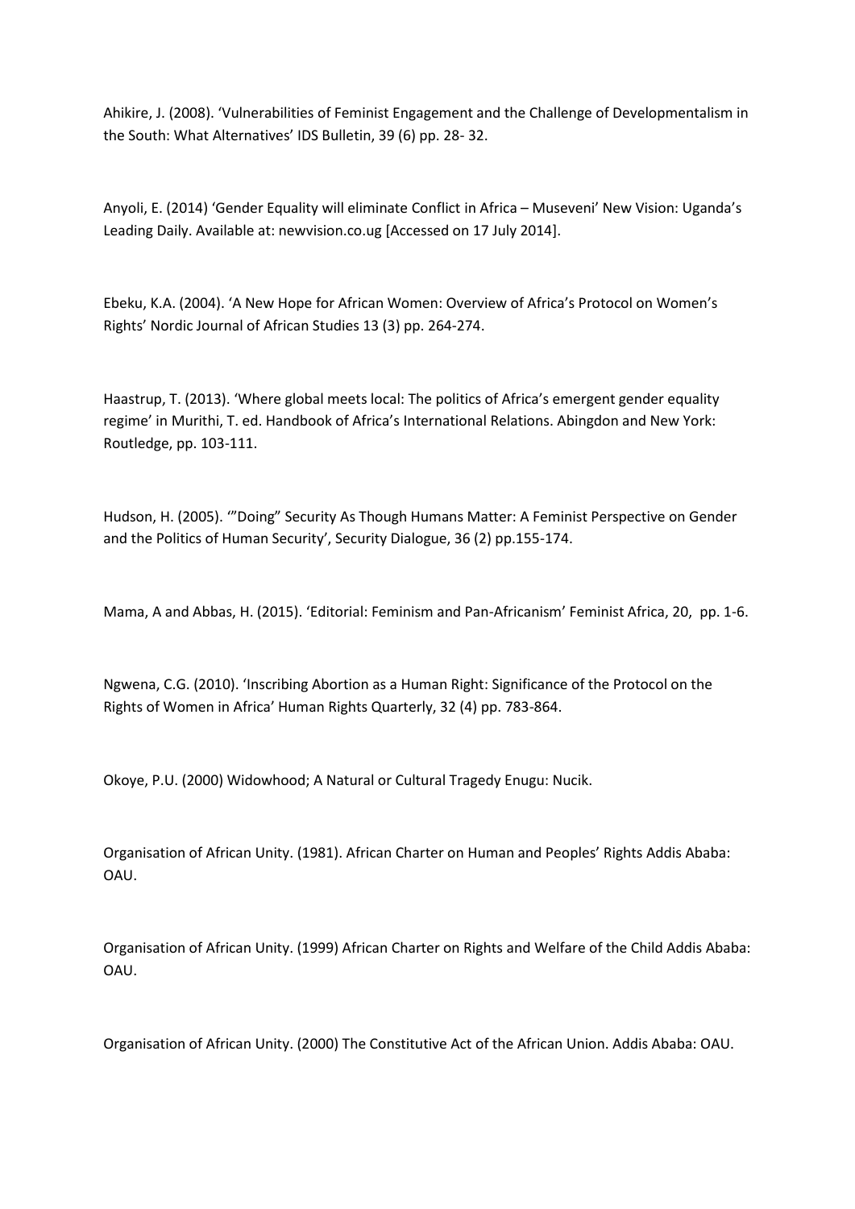Ahikire, J. (2008). 'Vulnerabilities of Feminist Engagement and the Challenge of Developmentalism in the South: What Alternatives' IDS Bulletin, 39 (6) pp. 28- 32.

Anyoli, E. (2014) 'Gender Equality will eliminate Conflict in Africa – Museveni' New Vision: Uganda's Leading Daily. Available at: newvision.co.ug [Accessed on 17 July 2014].

Ebeku, K.A. (2004). 'A New Hope for African Women: Overview of Africa's Protocol on Women's Rights' Nordic Journal of African Studies 13 (3) pp. 264-274.

Haastrup, T. (2013). 'Where global meets local: The politics of Africa's emergent gender equality regime' in Murithi, T. ed. Handbook of Africa's International Relations. Abingdon and New York: Routledge, pp. 103-111.

Hudson, H. (2005). '"Doing" Security As Though Humans Matter: A Feminist Perspective on Gender and the Politics of Human Security', Security Dialogue, 36 (2) pp.155-174.

Mama, A and Abbas, H. (2015). 'Editorial: Feminism and Pan-Africanism' Feminist Africa, 20, pp. 1-6.

Ngwena, C.G. (2010). 'Inscribing Abortion as a Human Right: Significance of the Protocol on the Rights of Women in Africa' Human Rights Quarterly, 32 (4) pp. 783-864.

Okoye, P.U. (2000) Widowhood; A Natural or Cultural Tragedy Enugu: Nucik.

Organisation of African Unity. (1981). African Charter on Human and Peoples' Rights Addis Ababa: OAU.

Organisation of African Unity. (1999) African Charter on Rights and Welfare of the Child Addis Ababa: OAU.

Organisation of African Unity. (2000) The Constitutive Act of the African Union. Addis Ababa: OAU.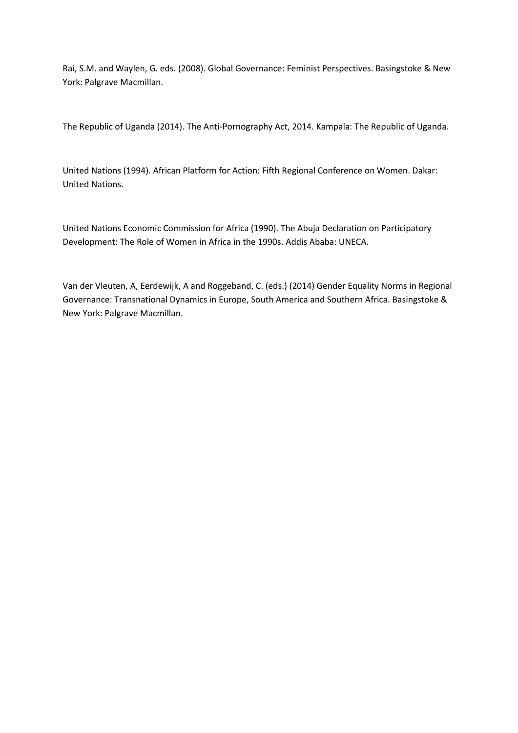Rai, S.M. and Waylen, G. eds. (2008). Global Governance: Feminist Perspectives. Basingstoke & New York: Palgrave Macmillan.

The Republic of Uganda (2014). The Anti-Pornography Act, 2014. Kampala: The Republic of Uganda.

United Nations (1994). African Platform for Action: Fifth Regional Conference on Women. Dakar: United Nations.

United Nations Economic Commission for Africa (1990). The Abuja Declaration on Participatory Development: The Role of Women in Africa in the 1990s. Addis Ababa: UNECA.

Van der Vleuten, A, Eerdewijk, A and Roggeband, C. (eds.) (2014) Gender Equality Norms in Regional Governance: Transnational Dynamics in Europe, South America and Southern Africa. Basingstoke & New York: Palgrave Macmillan.